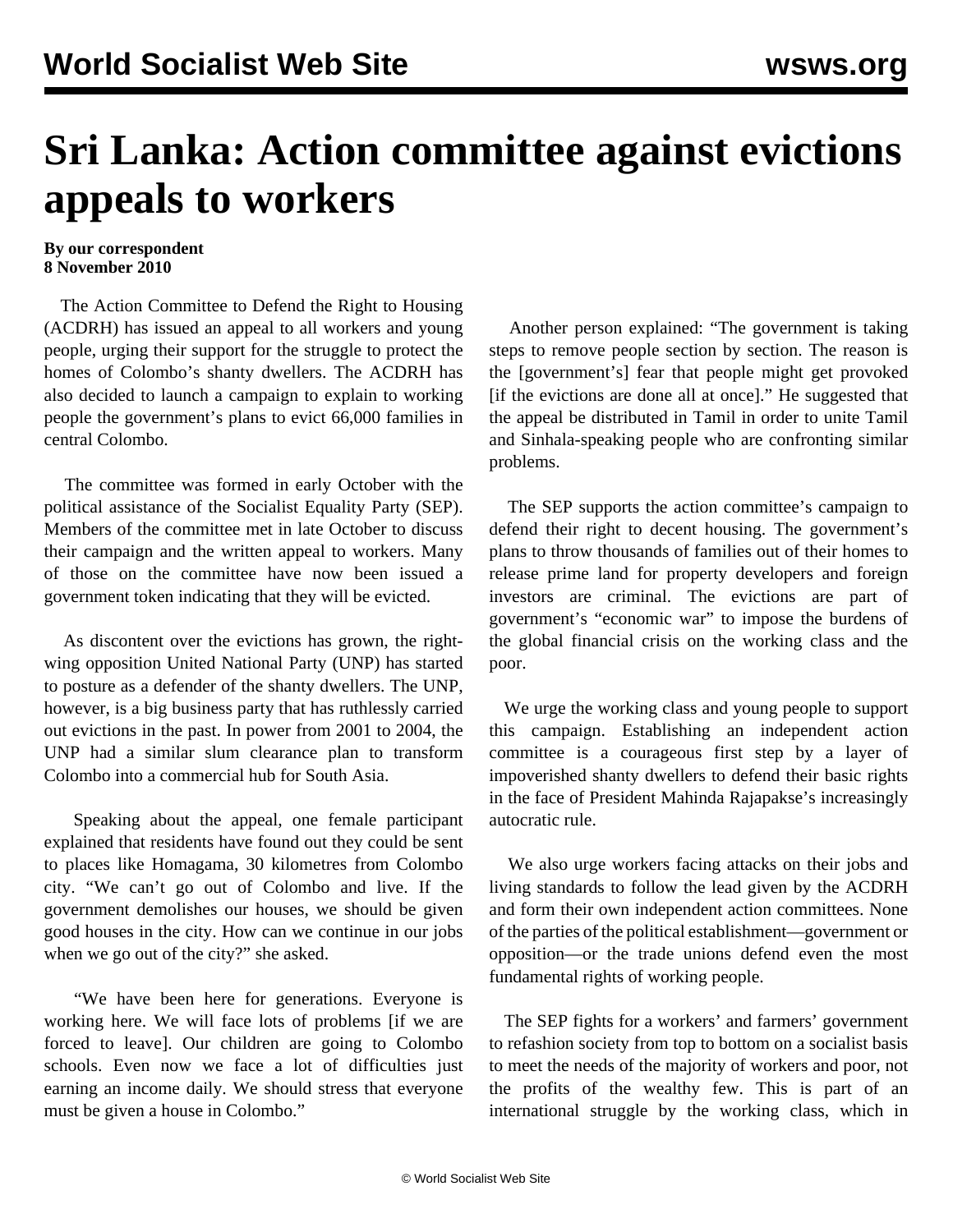# Sri Lanka: Action committee against evictions appeals to workers

**By our correspondent**
**8 November 2010**

The Action Committee to Defend the Right to Housing (ACDRH) has issued an appeal to all workers and young people, urging their support for the struggle to protect the homes of Colombo's shanty dwellers. The ACDRH has also decided to launch a campaign to explain to working people the government's plans to evict 66,000 families in central Colombo.

The committee was formed in early October with the political assistance of the Socialist Equality Party (SEP). Members of the committee met in late October to discuss their campaign and the written appeal to workers. Many of those on the committee have now been issued a government token indicating that they will be evicted.

As discontent over the evictions has grown, the right-wing opposition United National Party (UNP) has started to posture as a defender of the shanty dwellers. The UNP, however, is a big business party that has ruthlessly carried out evictions in the past. In power from 2001 to 2004, the UNP had a similar slum clearance plan to transform Colombo into a commercial hub for South Asia.

Speaking about the appeal, one female participant explained that residents have found out they could be sent to places like Homagama, 30 kilometres from Colombo city. "We can't go out of Colombo and live. If the government demolishes our houses, we should be given good houses in the city. How can we continue in our jobs when we go out of the city?" she asked.

"We have been here for generations. Everyone is working here. We will face lots of problems [if we are forced to leave]. Our children are going to Colombo schools. Even now we face a lot of difficulties just earning an income daily. We should stress that everyone must be given a house in Colombo."

Another person explained: "The government is taking steps to remove people section by section. The reason is the [government's] fear that people might get provoked [if the evictions are done all at once]." He suggested that the appeal be distributed in Tamil in order to unite Tamil and Sinhala-speaking people who are confronting similar problems.

The SEP supports the action committee's campaign to defend their right to decent housing. The government's plans to throw thousands of families out of their homes to release prime land for property developers and foreign investors are criminal. The evictions are part of government's "economic war" to impose the burdens of the global financial crisis on the working class and the poor.

We urge the working class and young people to support this campaign. Establishing an independent action committee is a courageous first step by a layer of impoverished shanty dwellers to defend their basic rights in the face of President Mahinda Rajapakse's increasingly autocratic rule.

We also urge workers facing attacks on their jobs and living standards to follow the lead given by the ACDRH and form their own independent action committees. None of the parties of the political establishment—government or opposition—or the trade unions defend even the most fundamental rights of working people.

The SEP fights for a workers' and farmers' government to refashion society from top to bottom on a socialist basis to meet the needs of the majority of workers and poor, not the profits of the wealthy few. This is part of an international struggle by the working class, which in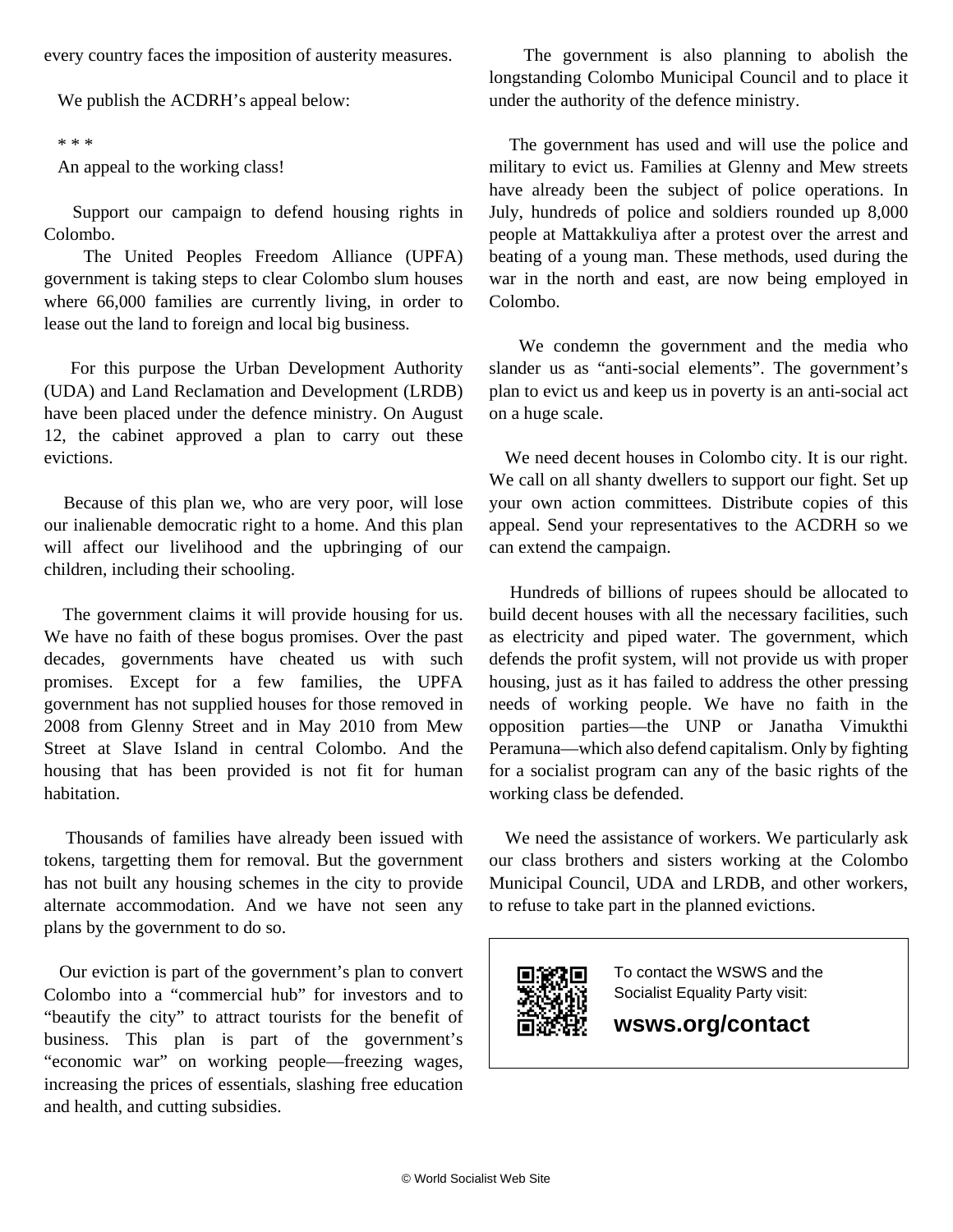every country faces the imposition of austerity measures.

We publish the ACDRH's appeal below:

* * *

An appeal to the working class!

Support our campaign to defend housing rights in Colombo.

The United Peoples Freedom Alliance (UPFA) government is taking steps to clear Colombo slum houses where 66,000 families are currently living, in order to lease out the land to foreign and local big business.

For this purpose the Urban Development Authority (UDA) and Land Reclamation and Development (LRDB) have been placed under the defence ministry. On August 12, the cabinet approved a plan to carry out these evictions.

Because of this plan we, who are very poor, will lose our inalienable democratic right to a home. And this plan will affect our livelihood and the upbringing of our children, including their schooling.

The government claims it will provide housing for us. We have no faith of these bogus promises. Over the past decades, governments have cheated us with such promises. Except for a few families, the UPFA government has not supplied houses for those removed in 2008 from Glenny Street and in May 2010 from Mew Street at Slave Island in central Colombo. And the housing that has been provided is not fit for human habitation.

Thousands of families have already been issued with tokens, targetting them for removal. But the government has not built any housing schemes in the city to provide alternate accommodation. And we have not seen any plans by the government to do so.

Our eviction is part of the government's plan to convert Colombo into a "commercial hub" for investors and to "beautify the city" to attract tourists for the benefit of business. This plan is part of the government's "economic war" on working people—freezing wages, increasing the prices of essentials, slashing free education and health, and cutting subsidies.

The government is also planning to abolish the longstanding Colombo Municipal Council and to place it under the authority of the defence ministry.

The government has used and will use the police and military to evict us. Families at Glenny and Mew streets have already been the subject of police operations. In July, hundreds of police and soldiers rounded up 8,000 people at Mattakkuliya after a protest over the arrest and beating of a young man. These methods, used during the war in the north and east, are now being employed in Colombo.

We condemn the government and the media who slander us as "anti-social elements". The government's plan to evict us and keep us in poverty is an anti-social act on a huge scale.

We need decent houses in Colombo city. It is our right. We call on all shanty dwellers to support our fight. Set up your own action committees. Distribute copies of this appeal. Send your representatives to the ACDRH so we can extend the campaign.

Hundreds of billions of rupees should be allocated to build decent houses with all the necessary facilities, such as electricity and piped water. The government, which defends the profit system, will not provide us with proper housing, just as it has failed to address the other pressing needs of working people. We have no faith in the opposition parties—the UNP or Janatha Vimukthi Peramuna—which also defend capitalism. Only by fighting for a socialist program can any of the basic rights of the working class be defended.

We need the assistance of workers. We particularly ask our class brothers and sisters working at the Colombo Municipal Council, UDA and LRDB, and other workers, to refuse to take part in the planned evictions.

To contact the WSWS and the Socialist Equality Party visit:

**wsws.org/contact**